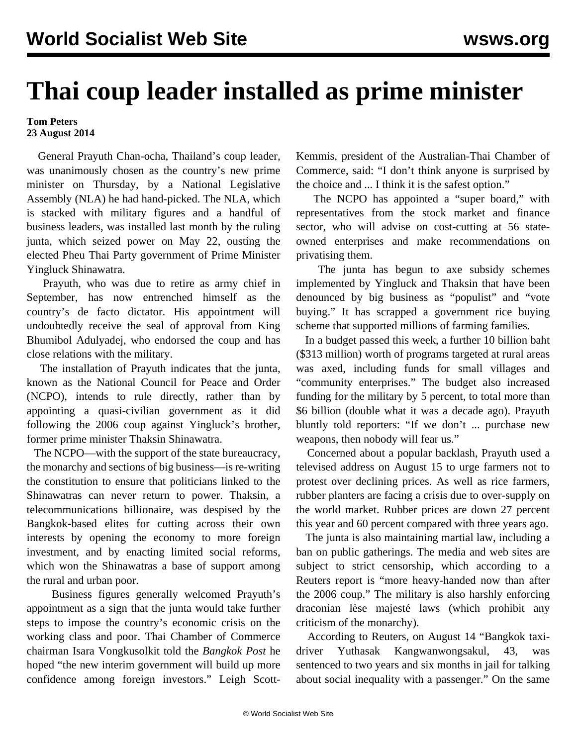# Thai coup leader installed as prime minister

**Tom Peters**
**23 August 2014**

General Prayuth Chan-ocha, Thailand's coup leader, was unanimously chosen as the country's new prime minister on Thursday, by a National Legislative Assembly (NLA) he had hand-picked. The NLA, which is stacked with military figures and a handful of business leaders, was installed last month by the ruling junta, which seized power on May 22, ousting the elected Pheu Thai Party government of Prime Minister Yingluck Shinawatra.

Prayuth, who was due to retire as army chief in September, has now entrenched himself as the country's de facto dictator. His appointment will undoubtedly receive the seal of approval from King Bhumibol Adulyadej, who endorsed the coup and has close relations with the military.

The installation of Prayuth indicates that the junta, known as the National Council for Peace and Order (NCPO), intends to rule directly, rather than by appointing a quasi-civilian government as it did following the 2006 coup against Yingluck's brother, former prime minister Thaksin Shinawatra.

The NCPO—with the support of the state bureaucracy, the monarchy and sections of big business—is re-writing the constitution to ensure that politicians linked to the Shinawatras can never return to power. Thaksin, a telecommunications billionaire, was despised by the Bangkok-based elites for cutting across their own interests by opening the economy to more foreign investment, and by enacting limited social reforms, which won the Shinawatras a base of support among the rural and urban poor.

Business figures generally welcomed Prayuth's appointment as a sign that the junta would take further steps to impose the country's economic crisis on the working class and poor. Thai Chamber of Commerce chairman Isara Vongkusolkit told the *Bangkok Post* he hoped "the new interim government will build up more confidence among foreign investors." Leigh Scott-Kemmis, president of the Australian-Thai Chamber of Commerce, said: "I don't think anyone is surprised by the choice and ... I think it is the safest option."

The NCPO has appointed a "super board," with representatives from the stock market and finance sector, who will advise on cost-cutting at 56 state-owned enterprises and make recommendations on privatising them.

The junta has begun to axe subsidy schemes implemented by Yingluck and Thaksin that have been denounced by big business as "populist" and "vote buying." It has scrapped a government rice buying scheme that supported millions of farming families.

In a budget passed this week, a further 10 billion baht ($313 million) worth of programs targeted at rural areas was axed, including funds for small villages and "community enterprises." The budget also increased funding for the military by 5 percent, to total more than $6 billion (double what it was a decade ago). Prayuth bluntly told reporters: "If we don't ... purchase new weapons, then nobody will fear us."

Concerned about a popular backlash, Prayuth used a televised address on August 15 to urge farmers not to protest over declining prices. As well as rice farmers, rubber planters are facing a crisis due to over-supply on the world market. Rubber prices are down 27 percent this year and 60 percent compared with three years ago.

The junta is also maintaining martial law, including a ban on public gatherings. The media and web sites are subject to strict censorship, which according to a Reuters report is "more heavy-handed now than after the 2006 coup." The military is also harshly enforcing draconian lèse majesté laws (which prohibit any criticism of the monarchy).

According to Reuters, on August 14 "Bangkok taxi-driver Yuthasak Kangwanwongsakul, 43, was sentenced to two years and six months in jail for talking about social inequality with a passenger." On the same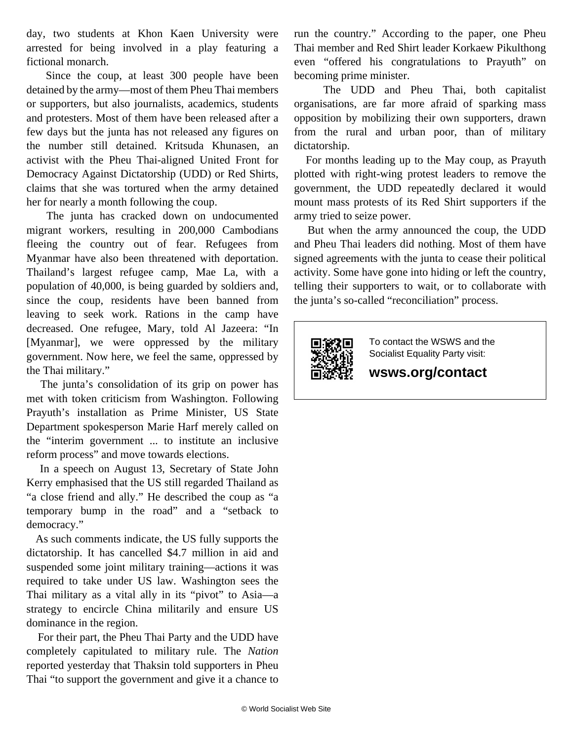day, two students at Khon Kaen University were arrested for being involved in a play featuring a fictional monarch.

Since the coup, at least 300 people have been detained by the army—most of them Pheu Thai members or supporters, but also journalists, academics, students and protesters. Most of them have been released after a few days but the junta has not released any figures on the number still detained. Kritsuda Khunasen, an activist with the Pheu Thai-aligned United Front for Democracy Against Dictatorship (UDD) or Red Shirts, claims that she was tortured when the army detained her for nearly a month following the coup.

The junta has cracked down on undocumented migrant workers, resulting in 200,000 Cambodians fleeing the country out of fear. Refugees from Myanmar have also been threatened with deportation. Thailand's largest refugee camp, Mae La, with a population of 40,000, is being guarded by soldiers and, since the coup, residents have been banned from leaving to seek work. Rations in the camp have decreased. One refugee, Mary, told Al Jazeera: "In [Myanmar], we were oppressed by the military government. Now here, we feel the same, oppressed by the Thai military."

The junta's consolidation of its grip on power has met with token criticism from Washington. Following Prayuth's installation as Prime Minister, US State Department spokesperson Marie Harf merely called on the "interim government ... to institute an inclusive reform process" and move towards elections.

In a speech on August 13, Secretary of State John Kerry emphasised that the US still regarded Thailand as "a close friend and ally." He described the coup as "a temporary bump in the road" and a "setback to democracy."

As such comments indicate, the US fully supports the dictatorship. It has cancelled $4.7 million in aid and suspended some joint military training—actions it was required to take under US law. Washington sees the Thai military as a vital ally in its "pivot" to Asia—a strategy to encircle China militarily and ensure US dominance in the region.

For their part, the Pheu Thai Party and the UDD have completely capitulated to military rule. The *Nation* reported yesterday that Thaksin told supporters in Pheu Thai "to support the government and give it a chance to run the country." According to the paper, one Pheu Thai member and Red Shirt leader Korkaew Pikulthong even "offered his congratulations to Prayuth" on becoming prime minister.

The UDD and Pheu Thai, both capitalist organisations, are far more afraid of sparking mass opposition by mobilizing their own supporters, drawn from the rural and urban poor, than of military dictatorship.

For months leading up to the May coup, as Prayuth plotted with right-wing protest leaders to remove the government, the UDD repeatedly declared it would mount mass protests of its Red Shirt supporters if the army tried to seize power.

But when the army announced the coup, the UDD and Pheu Thai leaders did nothing. Most of them have signed agreements with the junta to cease their political activity. Some have gone into hiding or left the country, telling their supporters to wait, or to collaborate with the junta's so-called "reconciliation" process.

To contact the WSWS and the Socialist Equality Party visit:

**wsws.org/contact**